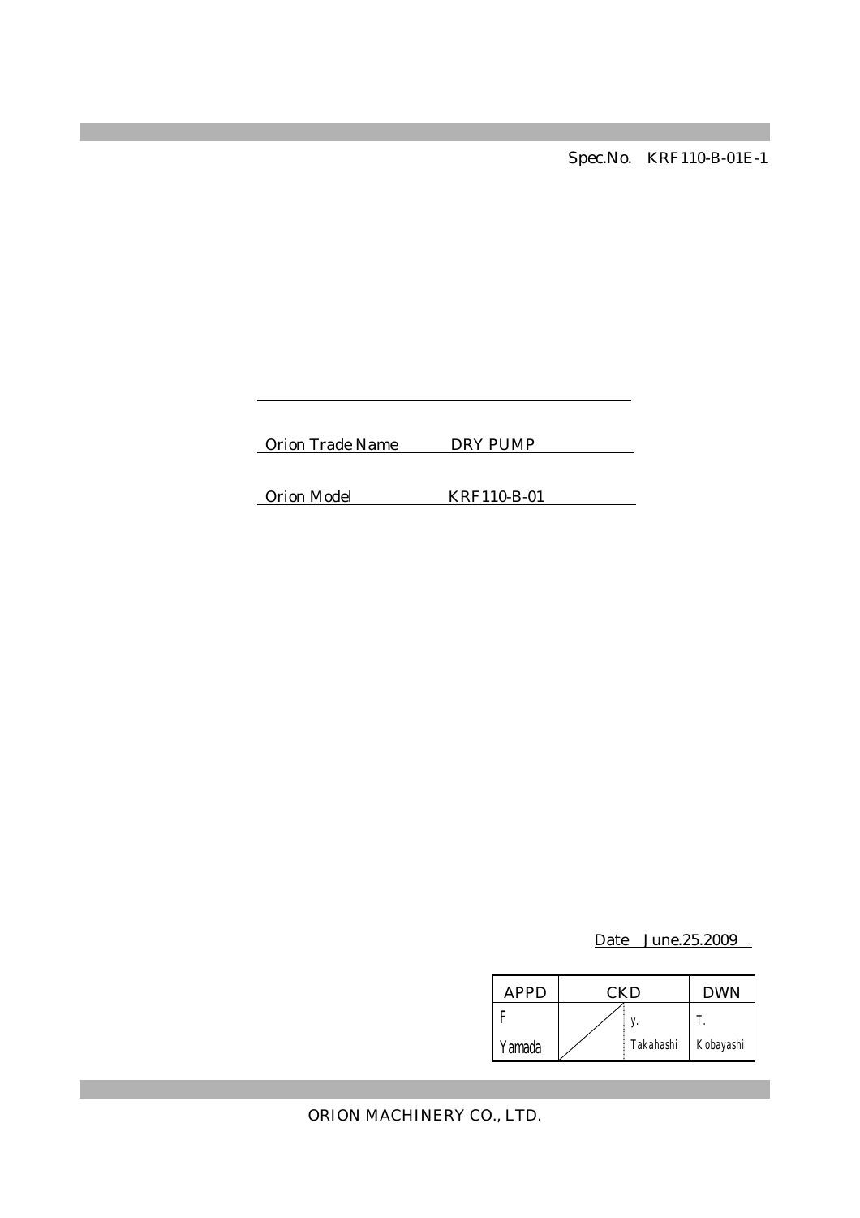Spec.No. KRF110-B-01E-1

Orion Trade Name DRY PUMP

Orion Model KRF110-B-01

Date June.25.2009

| APPD | CKD | | DWN |
|---|---|---|---|
| F Yamada | | y. Takahashi | T. Kobayashi |

ORION MACHINERY CO., LTD.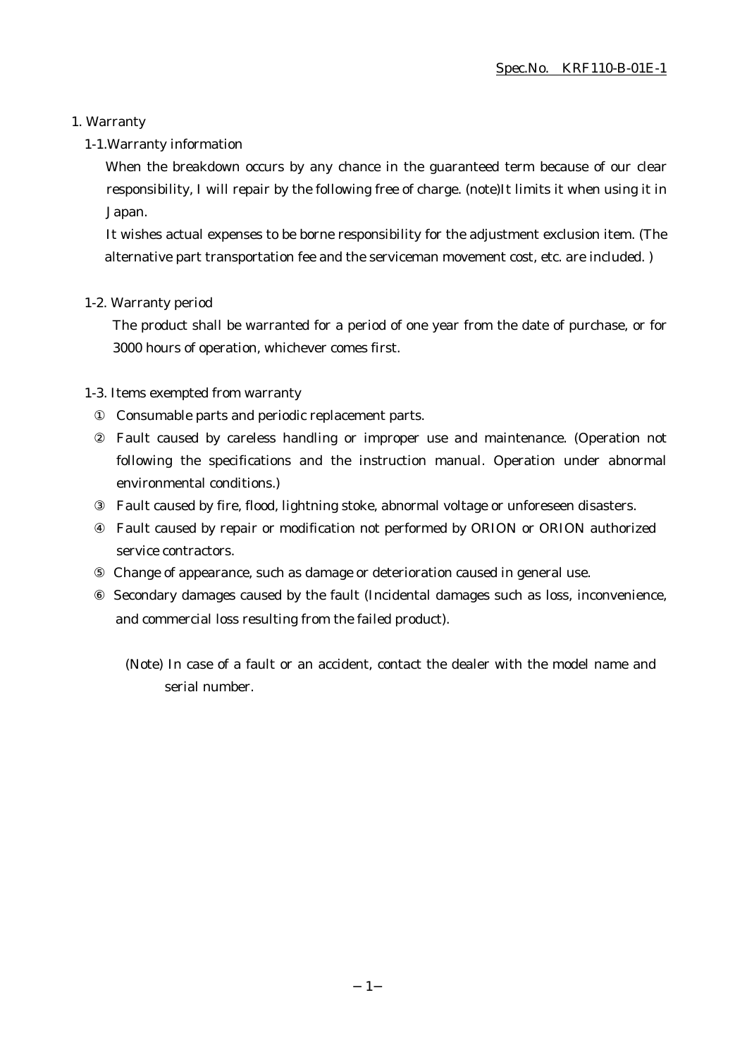## 1. Warranty

### 1-1.Warranty information

When the breakdown occurs by any chance in the guaranteed term because of our clear responsibility, I will repair by the following free of charge. (note)It limits it when using it in Japan.

It wishes actual expenses to be borne responsibility for the adjustment exclusion item. (The alternative part transportation fee and the serviceman movement cost, etc. are included. )

### 1-2. Warranty period

The product shall be warranted for a period of one year from the date of purchase, or for 3000 hours of operation, whichever comes first.

### 1-3. Items exempted from warranty

① Consumable parts and periodic replacement parts.

② Fault caused by careless handling or improper use and maintenance. (Operation not following the specifications and the instruction manual. Operation under abnormal environmental conditions.)

③ Fault caused by fire, flood, lightning stoke, abnormal voltage or unforeseen disasters.

④ Fault caused by repair or modification not performed by ORION or ORION authorized service contractors.

⑤ Change of appearance, such as damage or deterioration caused in general use.

⑥ Secondary damages caused by the fault (Incidental damages such as loss, inconvenience, and commercial loss resulting from the failed product).

(Note) In case of a fault or an accident, contact the dealer with the model name and serial number.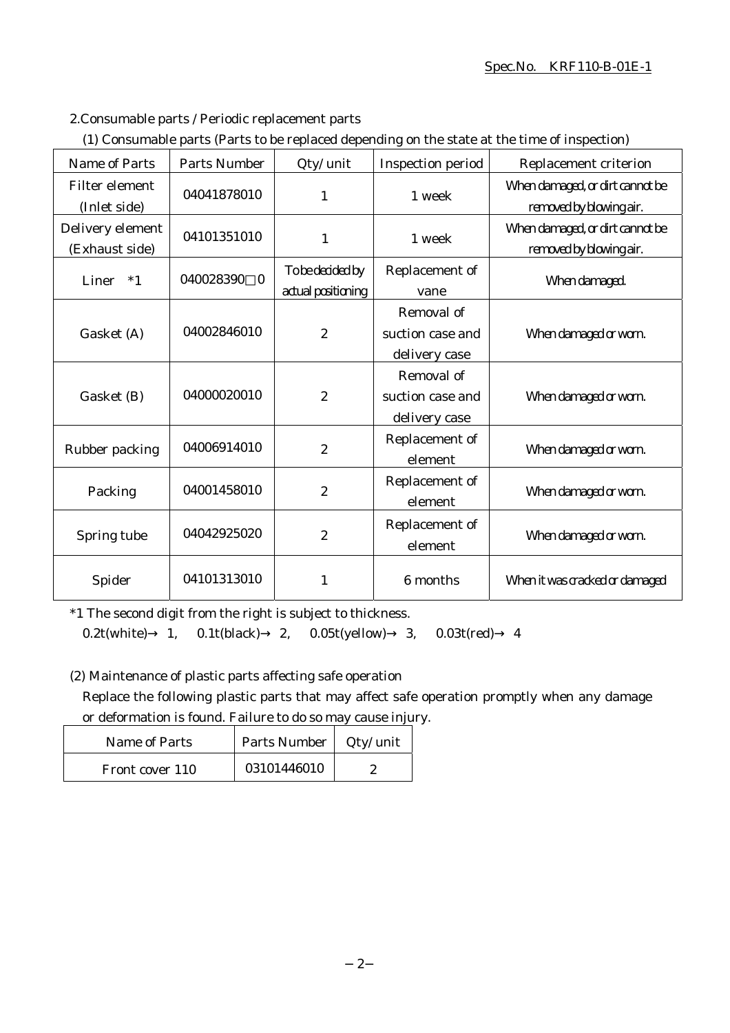## 2.Consumable parts / Periodic replacement parts

(1) Consumable parts (Parts to be replaced depending on the state at the time of inspection)

| Name of Parts | Parts Number | Qty/unit | Inspection period | Replacement criterion |
|---|---|---|---|---|
| Filter element (Inlet side) | 04041878010 | 1 | 1 week | When damaged, or dirt cannot be removed by blowing air. |
| Delivery element (Exhaust side) | 04101351010 | 1 | 1 week | When damaged, or dirt cannot be removed by blowing air. |
| Liner *1 | 040028390□0 | To be decided by actual positioning | Replacement of vane | When damaged. |
| Gasket (A) | 04002846010 | 2 | Removal of suction case and delivery case | When damaged or worn. |
| Gasket (B) | 04000020010 | 2 | Removal of suction case and delivery case | When damaged or worn. |
| Rubber packing | 04006914010 | 2 | Replacement of element | When damaged or worn. |
| Packing | 04001458010 | 2 | Replacement of element | When damaged or worn. |
| Spring tube | 04042925020 | 2 | Replacement of element | When damaged or worn. |
| Spider | 04101313010 | 1 | 6 months | When it was cracked or damaged |

*1 The second digit from the right is subject to thickness.
0.2t(white)→ 1, 0.1t(black)→ 2, 0.05t(yellow)→ 3, 0.03t(red)→ 4

(2) Maintenance of plastic parts affecting safe operation

Replace the following plastic parts that may affect safe operation promptly when any damage or deformation is found. Failure to do so may cause injury.

| Name of Parts | Parts Number | Qty/unit |
|---|---|---|
| Front cover 110 | 03101446010 | 2 |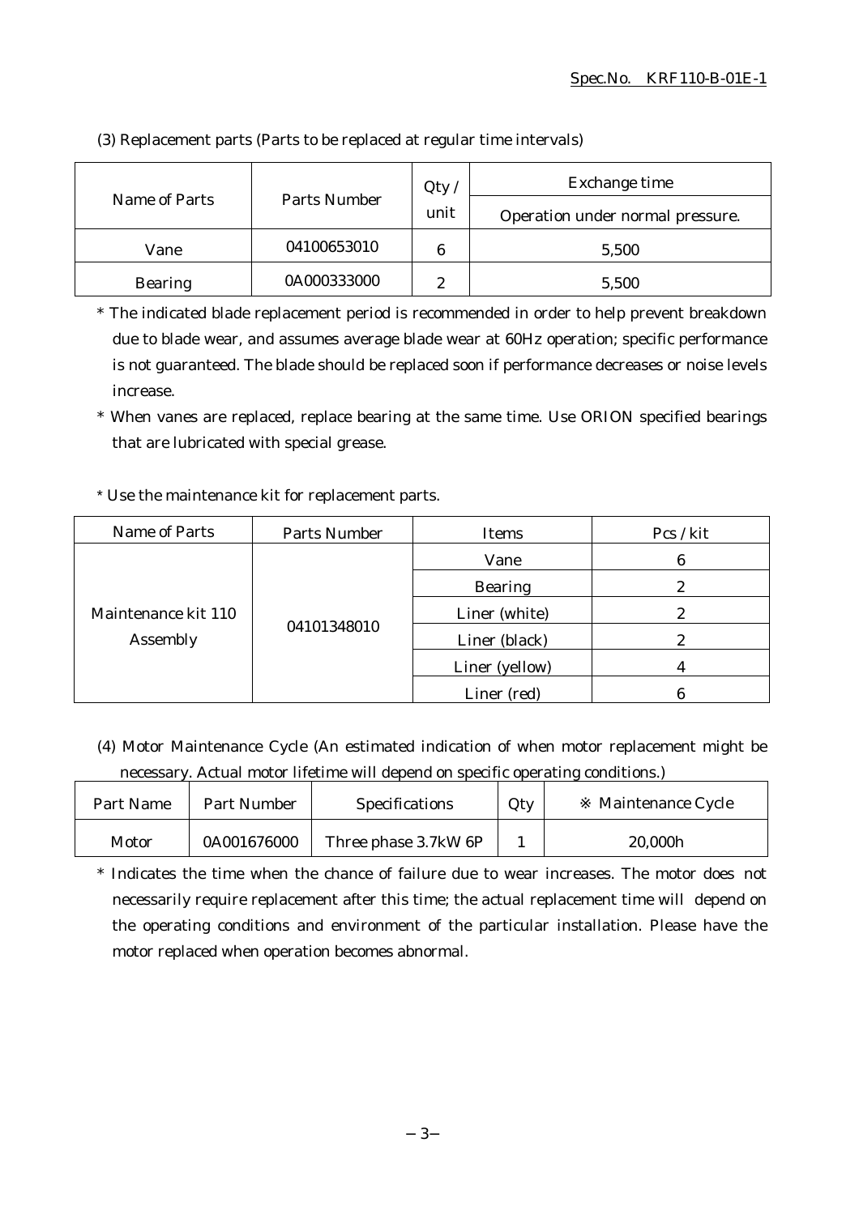(3) Replacement parts (Parts to be replaced at regular time intervals)

| Name of Parts | Parts Number | Qty / unit | Exchange time |
|---|---|---|---|
| | | | Operation under normal pressure. |
| Vane | 04100653010 | 6 | 5,500 |
| Bearing | 0A000333000 | 2 | 5,500 |

\* The indicated blade replacement period is recommended in order to help prevent breakdown due to blade wear, and assumes average blade wear at 60Hz operation; specific performance is not guaranteed. The blade should be replaced soon if performance decreases or noise levels increase.

\* When vanes are replaced, replace bearing at the same time. Use ORION specified bearings that are lubricated with special grease.

\* Use the maintenance kit for replacement parts.

| Name of Parts | Parts Number | Items | Pcs / kit |
|---|---|---|---|
| Maintenance kit 110 Assembly | 04101348010 | Vane | 6 |
| | | Bearing | 2 |
| | | Liner (white) | 2 |
| | | Liner (black) | 2 |
| | | Liner (yellow) | 4 |
| | | Liner (red) | 6 |

(4) Motor Maintenance Cycle (An estimated indication of when motor replacement might be necessary. Actual motor lifetime will depend on specific operating conditions.)

| Part Name | Part Number | Specifications | Qty | ※ Maintenance Cycle |
|---|---|---|---|---|
| Motor | 0A001676000 | Three phase 3.7kW 6P | 1 | 20,000h |

\* Indicates the time when the chance of failure due to wear increases. The motor does not necessarily require replacement after this time; the actual replacement time will depend on the operating conditions and environment of the particular installation. Please have the motor replaced when operation becomes abnormal.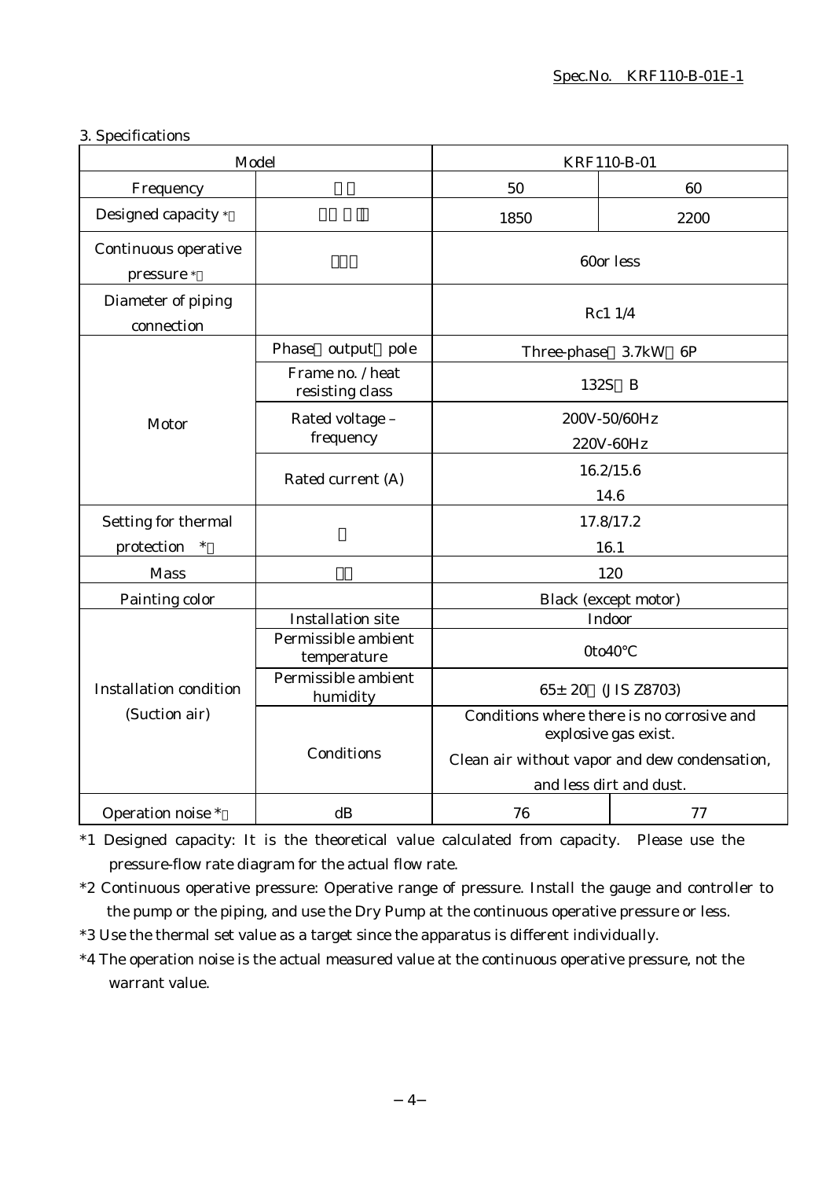3. Specifications

| Model | | KRF110-B-01 | |
|---|---|---|---|
| Frequency | | 50 | 60 |
| Designed capacity * | | 1850 | 2200 |
| Continuous operative pressure * | | 60or less | |
| Diameter of piping connection | | Rc1 1/4 | |
| Motor | Phase output pole | Three-phase 3.7kW 6P | |
| | Frame no. / heat resisting class | 132S B | |
| | Rated voltage – frequency | 200V-50/60Hz<br>220V-60Hz | |
| | Rated current (A) | 16.2/15.6<br>14.6 | |
| Setting for thermal protection * | | 17.8/17.2<br>16.1 | |
| Mass | | 120 | |
| Painting color | | Black (except motor) | |
| Installation condition (Suction air) | Installation site | Indoor | |
| | Permissible ambient temperature | 0to40°C | |
| | Permissible ambient humidity | 65± 20 (JIS Z8703) | |
| | Conditions | Conditions where there is no corrosive and explosive gas exist.<br>Clean air without vapor and dew condensation, and less dirt and dust. | |
| Operation noise * | dB | 76 | 77 |

*1 Designed capacity: It is the theoretical value calculated from capacity. Please use the pressure-flow rate diagram for the actual flow rate.

*2 Continuous operative pressure: Operative range of pressure. Install the gauge and controller to the pump or the piping, and use the Dry Pump at the continuous operative pressure or less.

*3 Use the thermal set value as a target since the apparatus is different individually.

*4 The operation noise is the actual measured value at the continuous operative pressure, not the warrant value.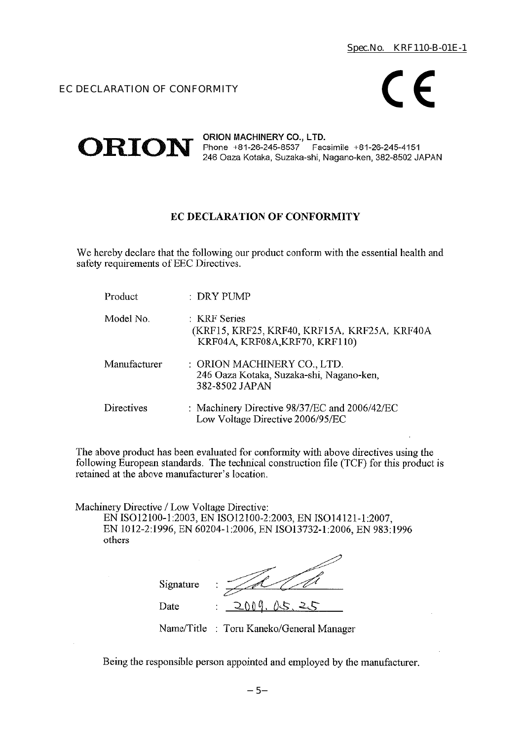Spec.No. KRF110-B-01E-1

EC DECLARATION OF CONFORMITY

CE

**ORION**

**ORION MACHINERY CO., LTD.**
Phone +81-26-245-8537 Facsimile +81-26-245-4151
246 Oaza Kotaka, Suzaka-shi, Nagano-ken, 382-8502 JAPAN

## EC DECLARATION OF CONFORMITY

We hereby declare that the following our product conform with the essential health and safety requirements of EEC Directives.

| | |
|---|---|
| Product | : DRY PUMP |
| Model No. | : KRF Series (KRF15, KRF25, KRF40, KRF15A, KRF25A, KRF40A KRF04A, KRF08A,KRF70, KRF110) |
| Manufacturer | : ORION MACHINERY CO., LTD. 246 Oaza Kotaka, Suzaka-shi, Nagano-ken, 382-8502 JAPAN |
| Directives | : Machinery Directive 98/37/EC and 2006/42/EC Low Voltage Directive 2006/95/EC |

The above product has been evaluated for conformity with above directives using the following European standards. The technical construction file (TCF) for this product is retained at the above manufacturer's location.

Machinery Directive / Low Voltage Directive:
EN ISO12100-1:2003, EN ISO12100-2:2003, EN ISO14121-1:2007, EN 1012-2:1996, EN 60204-1:2006, EN ISO13732-1:2006, EN 983:1996 others

Signature :

Date : 2009. 05. 25

Name/Title : Toru Kaneko/General Manager

Being the responsible person appointed and employed by the manufacturer.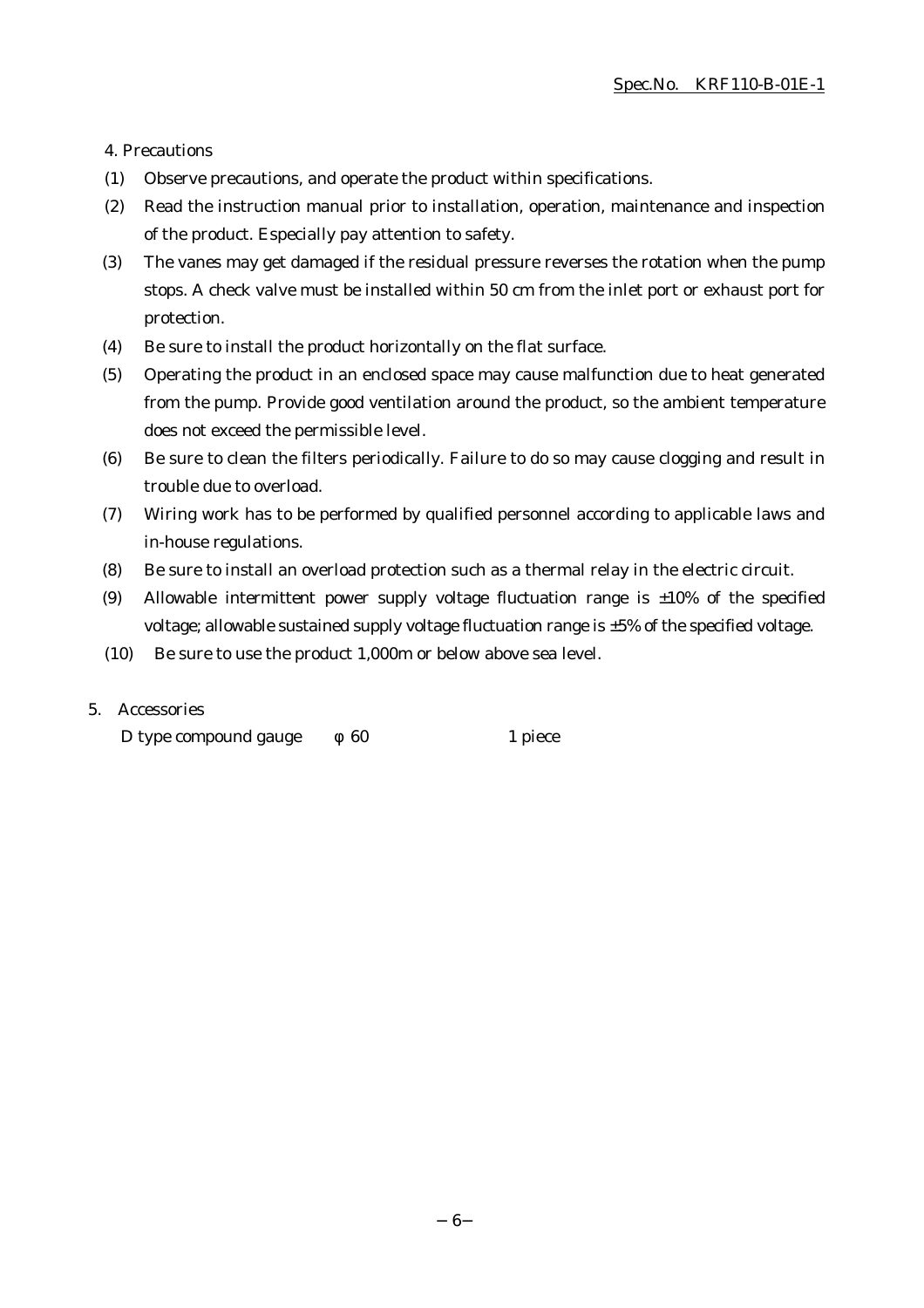4. Precautions

(1) Observe precautions, and operate the product within specifications.

(2) Read the instruction manual prior to installation, operation, maintenance and inspection of the product. Especially pay attention to safety.

(3) The vanes may get damaged if the residual pressure reverses the rotation when the pump stops. A check valve must be installed within 50 cm from the inlet port or exhaust port for protection.

(4) Be sure to install the product horizontally on the flat surface.

(5) Operating the product in an enclosed space may cause malfunction due to heat generated from the pump. Provide good ventilation around the product, so the ambient temperature does not exceed the permissible level.

(6) Be sure to clean the filters periodically. Failure to do so may cause clogging and result in trouble due to overload.

(7) Wiring work has to be performed by qualified personnel according to applicable laws and in-house regulations.

(8) Be sure to install an overload protection such as a thermal relay in the electric circuit.

(9) Allowable intermittent power supply voltage fluctuation range is ±10% of the specified voltage; allowable sustained supply voltage fluctuation range is ±5% of the specified voltage.

(10) Be sure to use the product 1,000m or below above sea level.

5. Accessories

D type compound gauge φ 60 1 piece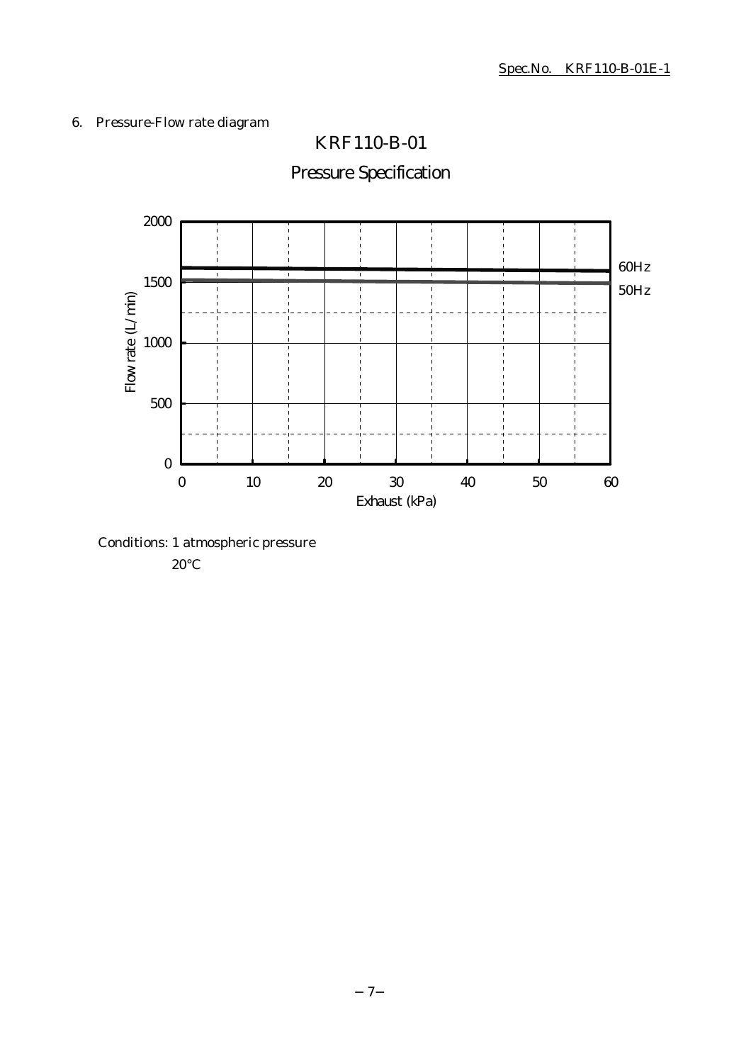## 6. Pressure-Flow rate diagram

KRF110-B-01

Pressure Specification

Flow rate (L/min) vs. Exhaust (kPa)

60Hz

50Hz

Conditions: 1 atmospheric pressure
20°C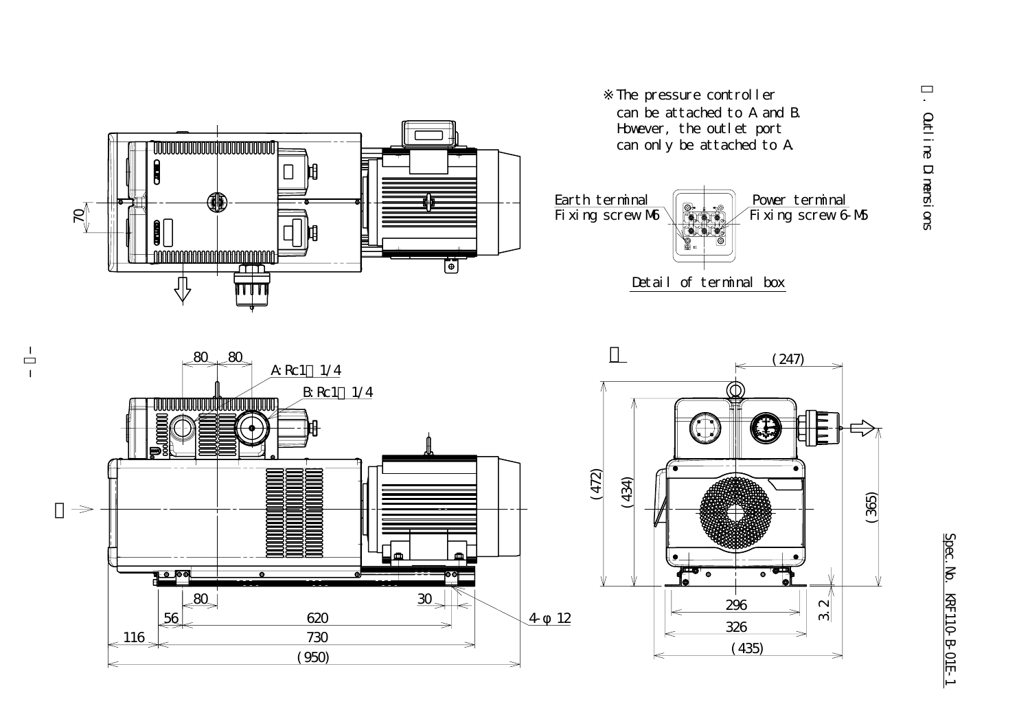□. Outline Dimensions

※ The pressure controller can be attached to A and B. However, the outlet port can only be attached to A.

Earth terminal
Fixing screw M6

Power terminal
Fixing screw 6-M5

Detail of terminal box

70

80 80

A: Rc1 1/4

B: Rc1 1/4

80

30

56

620

4-φ 12

116

730

(950)

(247)

(472)

(434)

(365)

296

3.2

326

(435)

Spec. No. KRF110-B-01E-1